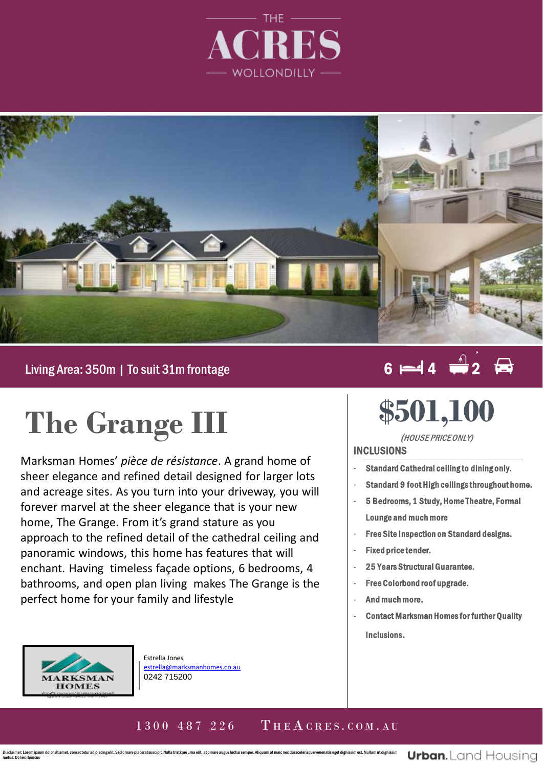THE

# ACRES

WOLLONDILLY

Living Area: 350m | To suit 31m frontage

6 4 2

# The Grange III

Marksman Homes' *pièce de résistance*. A grand home of sheer elegance and refined detail designed for larger lots and acreage sites. As you turn into your driveway, you will forever marvel at the sheer elegance that is your new home, The Grange. From it's grand stature as you approach to the refined detail of the cathedral ceiling and panoramic windows, this home has features that will enchant. Having timeless façade options, 6 bedrooms, 4 bathrooms, and open plan living makes The Grange is the perfect home for your family and lifestyle

## $501,100

*(HOUSE PRICE ONLY)*

### INCLUSIONS

- Standard Cathedral ceiling to dining only.
- Standard 9 foot High ceilings throughout home.
- 5 Bedrooms, 1 Study, Home Theatre, Formal Lounge and much more
- Free Site Inspection on Standard designs.
- Fixed price tender.
- 25 Years Structural Guarantee.
- Free Colorbond roof upgrade.
- And much more.
- Contact Marksman Homes for further Quality Inclusions.

MARKSMAN HOMES

Estrella Jones
estrella@marksmanhomes.co.au
0242 715200

1300 487 226 THEACRES.COM.AU

Disclaimer: Lorem ipsum dolor sit amet, consectetur adipiscing elit. Sed ornare placerat suscipit. Nulla tristique urna elit, at ornare augue luctus semper. Aliquam at nunc nec dui scelerisque venenatis eget dignissim est. Nullam ut dignissim metus. Donec rhoncus

Urban. Land Housing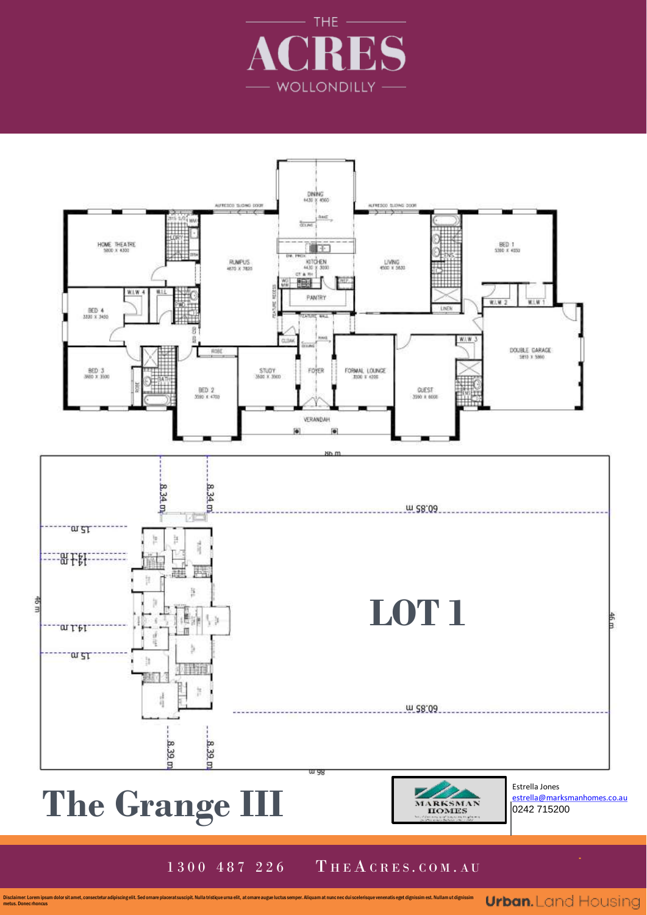THE

# ACRES

WOLLONDILLY

DINING
4430 X 4560

ALFRESCO SLIDING DOOR

ALFRESCO SLIDING DOOR

HOME THEATRE
5800 X 4300

RUMPUS
4670 X 7820

KITCHEN
4430 X 3000

LIVING
4500 X 5830

BED 1
5390 X 4030

BED 4
3330 X 3450

W.I.W 4

W.I.L

PANTRY

W.I.W 2

W.I.W 1

FEATURE WALL

CLOAK

LINEN

W.I.W 3

DOUBLE GARAGE
5810 X 5860

BED 3
3900 X 3500

BATH

ROBE

BED 2
3590 X 4700

STUDY
3500 X 3500

FOYER

FORMAL LOUNGE
3500 X 4200

GUEST
3590 X 6000

VERANDAH

86 m

8.34 m

8.34 m

60.85 m

15 m

14.1 m

14.1 m

46 m

LOT 1

46 m

14.1 m

15 m

60.85 m

8.39 m

8.39 m

86 m

# The Grange III

MARKSMAN HOMES

Estrella Jones
estrella@marksmanhomes.com.au
0242 715200

1300 487 226 THEACRES.COM.AU

Disclaimer: Lorem ipsum dolor sit amet, consectetur adipiscing elit. Sed ornare placerat suscipit. Nulla tristique urna elit, at ornare augue luctus semper. Aliquam at nunc nec dui scelerisque venenatis eget dignissim est. Nullam ut dignissim metus. Donec rhoncus

Urban. Land Housing